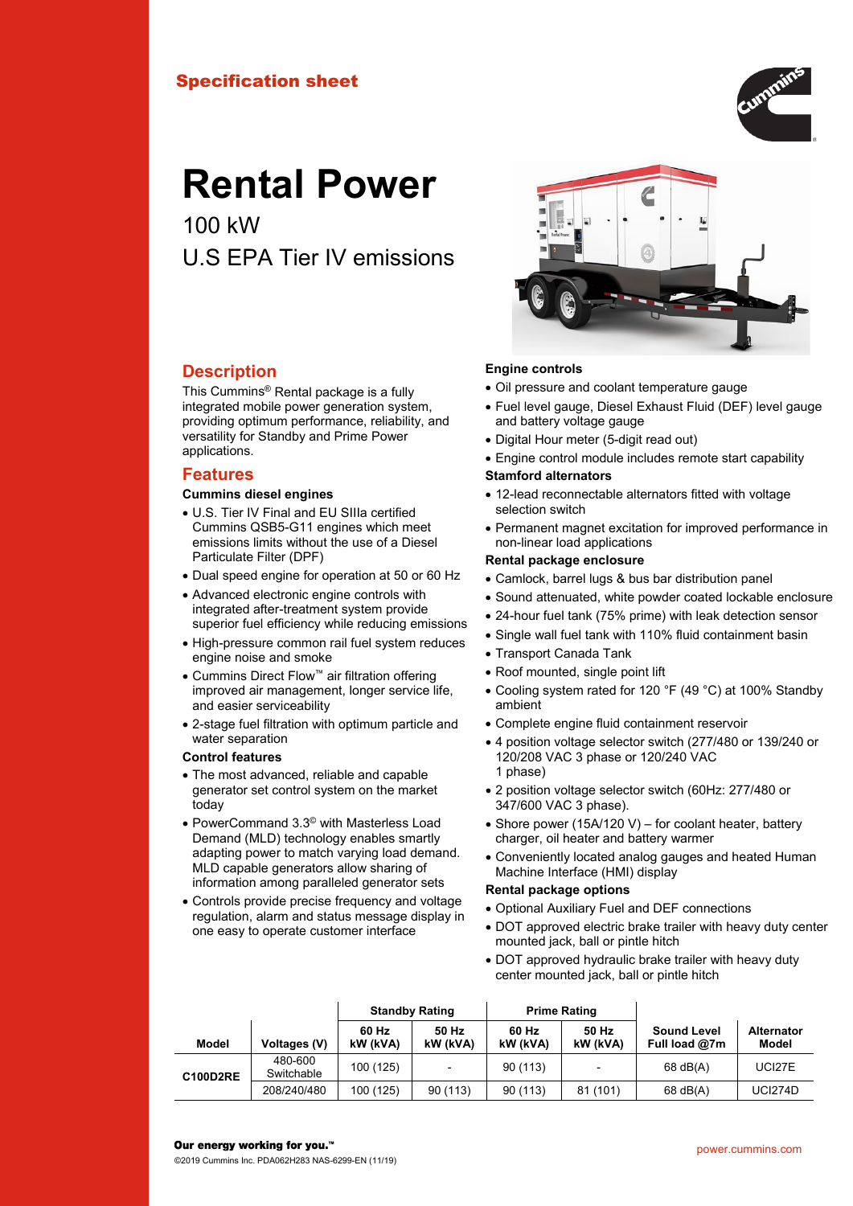Specification sheet

# Rental Power

100 kW

U.S EPA Tier IV emissions

## Description

This Cummins® Rental package is a fully integrated mobile power generation system, providing optimum performance, reliability, and versatility for Standby and Prime Power applications.

## Features

### Cummins diesel engines

- U.S. Tier IV Final and EU SIIIa certified Cummins QSB5-G11 engines which meet emissions limits without the use of a Diesel Particulate Filter (DPF)
- Dual speed engine for operation at 50 or 60 Hz
- Advanced electronic engine controls with integrated after-treatment system provide superior fuel efficiency while reducing emissions
- High-pressure common rail fuel system reduces engine noise and smoke
- Cummins Direct Flow™ air filtration offering improved air management, longer service life, and easier serviceability
- 2-stage fuel filtration with optimum particle and water separation

### Control features

- The most advanced, reliable and capable generator set control system on the market today
- PowerCommand 3.3© with Masterless Load Demand (MLD) technology enables smartly adapting power to match varying load demand. MLD capable generators allow sharing of information among paralleled generator sets
- Controls provide precise frequency and voltage regulation, alarm and status message display in one easy to operate customer interface

### Engine controls

- Oil pressure and coolant temperature gauge
- Fuel level gauge, Diesel Exhaust Fluid (DEF) level gauge and battery voltage gauge
- Digital Hour meter (5-digit read out)
- Engine control module includes remote start capability

### Stamford alternators

- 12-lead reconnectable alternators fitted with voltage selection switch
- Permanent magnet excitation for improved performance in non-linear load applications

### Rental package enclosure

- Camlock, barrel lugs & bus bar distribution panel
- Sound attenuated, white powder coated lockable enclosure
- 24-hour fuel tank (75% prime) with leak detection sensor
- Single wall fuel tank with 110% fluid containment basin
- Transport Canada Tank
- Roof mounted, single point lift
- Cooling system rated for 120 °F (49 °C) at 100% Standby ambient
- Complete engine fluid containment reservoir
- 4 position voltage selector switch (277/480 or 139/240 or 120/208 VAC 3 phase or 120/240 VAC 1 phase)
- 2 position voltage selector switch (60Hz: 277/480 or 347/600 VAC 3 phase).
- Shore power (15A/120 V) – for coolant heater, battery charger, oil heater and battery warmer
- Conveniently located analog gauges and heated Human Machine Interface (HMI) display

### Rental package options

- Optional Auxiliary Fuel and DEF connections
- DOT approved electric brake trailer with heavy duty center mounted jack, ball or pintle hitch
- DOT approved hydraulic brake trailer with heavy duty center mounted jack, ball or pintle hitch

| Model | Voltages (V) | Standby Rating | | Prime Rating | | Sound Level Full load @7m | Alternator Model |
|---|---|---|---|---|---|---|---|
| | | 60 Hz kW (kVA) | 50 Hz kW (kVA) | 60 Hz kW (kVA) | 50 Hz kW (kVA) | | |
| C100D2RE | 480-600 Switchable | 100 (125) | - | 90 (113) | - | 68 dB(A) | UCI27E |
| | 208/240/480 | 100 (125) | 90 (113) | 90 (113) | 81 (101) | 68 dB(A) | UCI274D |

**Our energy working for you.™**

©2019 Cummins Inc. PDA062H283 NAS-6299-EN (11/19)

power.cummins.com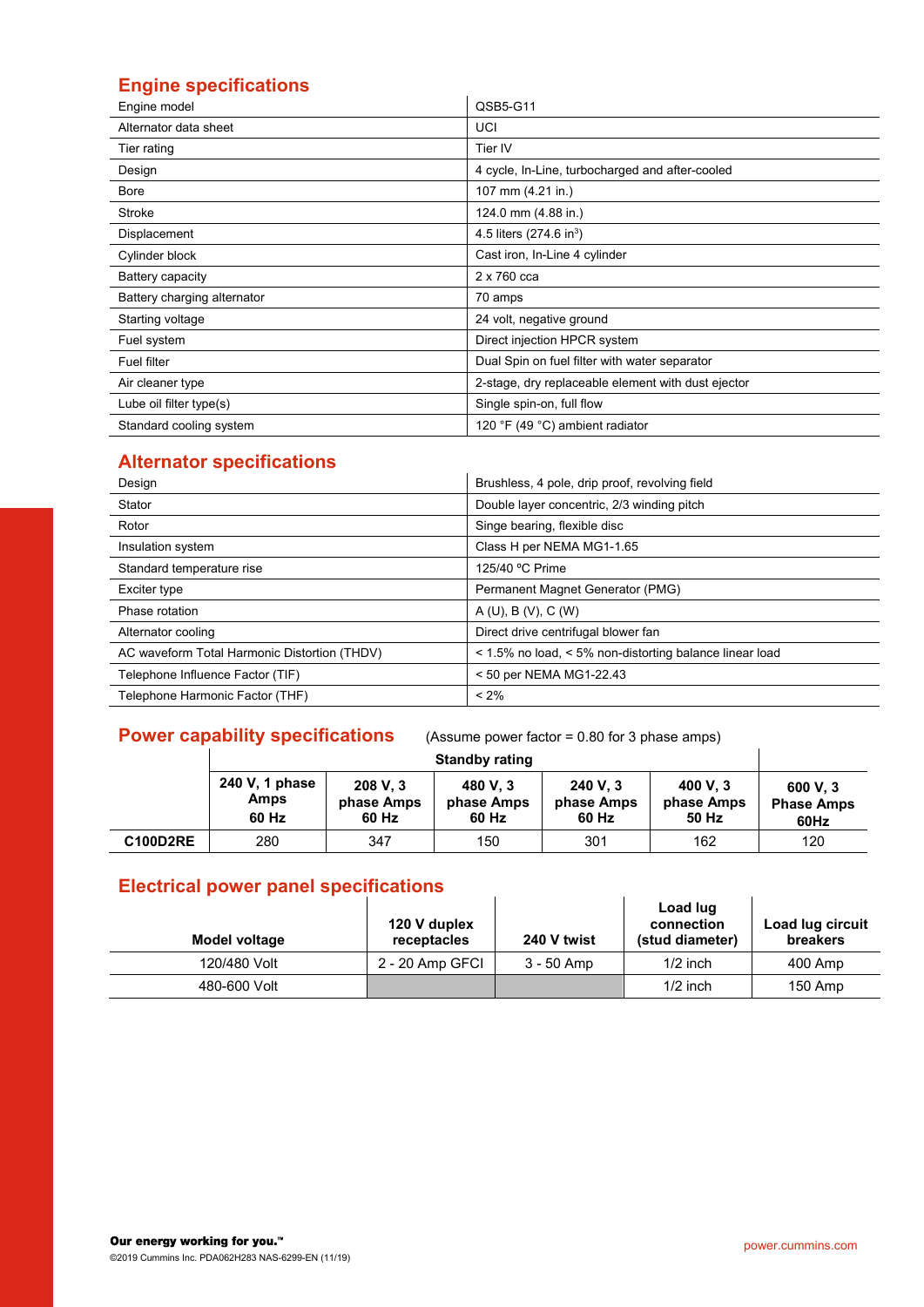## Engine specifications

| | |
|---|---|
| Engine model | QSB5-G11 |
| Alternator data sheet | UCI |
| Tier rating | Tier IV |
| Design | 4 cycle, In-Line, turbocharged and after-cooled |
| Bore | 107 mm (4.21 in.) |
| Stroke | 124.0 mm (4.88 in.) |
| Displacement | 4.5 liters (274.6 in$^3$) |
| Cylinder block | Cast iron, In-Line 4 cylinder |
| Battery capacity | 2 x 760 cca |
| Battery charging alternator | 70 amps |
| Starting voltage | 24 volt, negative ground |
| Fuel system | Direct injection HPCR system |
| Fuel filter | Dual Spin on fuel filter with water separator |
| Air cleaner type | 2-stage, dry replaceable element with dust ejector |
| Lube oil filter type(s) | Single spin-on, full flow |
| Standard cooling system | 120 °F (49 °C) ambient radiator |

## Alternator specifications

| | |
|---|---|
| Design | Brushless, 4 pole, drip proof, revolving field |
| Stator | Double layer concentric, 2/3 winding pitch |
| Rotor | Singe bearing, flexible disc |
| Insulation system | Class H per NEMA MG1-1.65 |
| Standard temperature rise | 125/40 ºC Prime |
| Exciter type | Permanent Magnet Generator (PMG) |
| Phase rotation | A (U), B (V), C (W) |
| Alternator cooling | Direct drive centrifugal blower fan |
| AC waveform Total Harmonic Distortion (THDV) | < 1.5% no load, < 5% non-distorting balance linear load |
| Telephone Influence Factor (TIF) | < 50 per NEMA MG1-22.43 |
| Telephone Harmonic Factor (THF) | < 2% |

## Power capability specifications

(Assume power factor = 0.80 for 3 phase amps)

| | Standby rating | | | | | |
|---|---|---|---|---|---|---|
| | **240 V, 1 phase Amps 60 Hz** | **208 V, 3 phase Amps 60 Hz** | **480 V, 3 phase Amps 60 Hz** | **240 V, 3 phase Amps 60 Hz** | **400 V, 3 phase Amps 50 Hz** | **600 V, 3 Phase Amps 60Hz** |
| **C100D2RE** | 280 | 347 | 150 | 301 | 162 | 120 |

## Electrical power panel specifications

| Model voltage | 120 V duplex receptacles | 240 V twist | Load lug connection (stud diameter) | Load lug circuit breakers |
|---|---|---|---|---|
| 120/480 Volt | 2 - 20 Amp GFCI | 3 - 50 Amp | 1/2 inch | 400 Amp |
| 480-600 Volt | | | 1/2 inch | 150 Amp |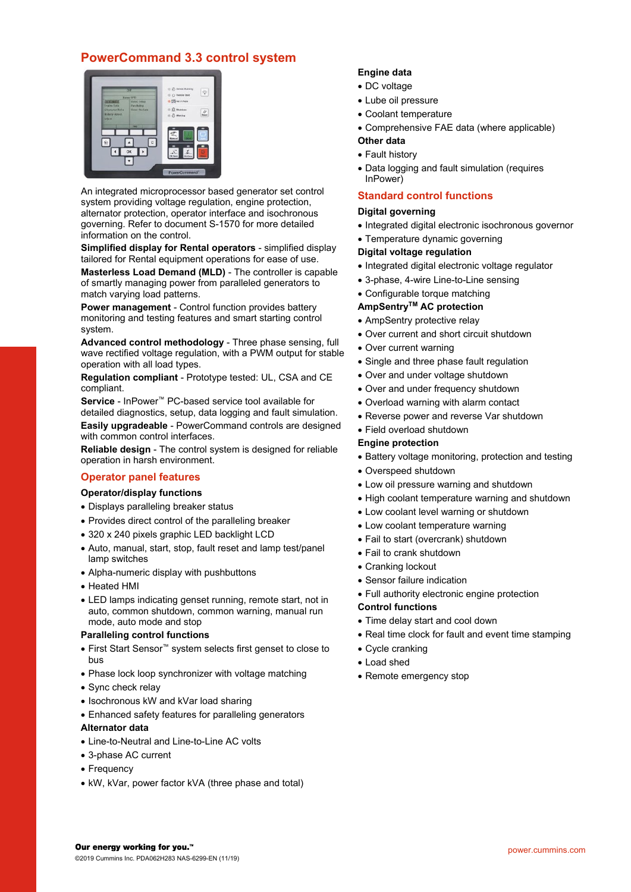## PowerCommand 3.3 control system

An integrated microprocessor based generator set control system providing voltage regulation, engine protection, alternator protection, operator interface and isochronous governing. Refer to document S-1570 for more detailed information on the control.

**Simplified display for Rental operators** - simplified display tailored for Rental equipment operations for ease of use.

**Masterless Load Demand (MLD)** - The controller is capable of smartly managing power from paralleled generators to match varying load patterns.

**Power management** - Control function provides battery monitoring and testing features and smart starting control system.

**Advanced control methodology** - Three phase sensing, full wave rectified voltage regulation, with a PWM output for stable operation with all load types.

**Regulation compliant** - Prototype tested: UL, CSA and CE compliant.

**Service** - InPower™ PC-based service tool available for detailed diagnostics, setup, data logging and fault simulation.

**Easily upgradeable** - PowerCommand controls are designed with common control interfaces.

**Reliable design** - The control system is designed for reliable operation in harsh environment.

### Operator panel features

**Operator/display functions**

- Displays paralleling breaker status
- Provides direct control of the paralleling breaker
- 320 x 240 pixels graphic LED backlight LCD
- Auto, manual, start, stop, fault reset and lamp test/panel lamp switches
- Alpha-numeric display with pushbuttons
- Heated HMI
- LED lamps indicating genset running, remote start, not in auto, common shutdown, common warning, manual run mode, auto mode and stop

**Paralleling control functions**

- First Start Sensor™ system selects first genset to close to bus
- Phase lock loop synchronizer with voltage matching
- Sync check relay
- Isochronous kW and kVar load sharing
- Enhanced safety features for paralleling generators

**Alternator data**

- Line-to-Neutral and Line-to-Line AC volts
- 3-phase AC current
- Frequency
- kW, kVar, power factor kVA (three phase and total)

**Engine data**

- DC voltage
- Lube oil pressure
- Coolant temperature
- Comprehensive FAE data (where applicable)

**Other data**

- Fault history
- Data logging and fault simulation (requires InPower)

### Standard control functions

**Digital governing**

- Integrated digital electronic isochronous governor
- Temperature dynamic governing

**Digital voltage regulation**

- Integrated digital electronic voltage regulator
- 3-phase, 4-wire Line-to-Line sensing
- Configurable torque matching

**AmpSentry™ AC protection**

- AmpSentry protective relay
- Over current and short circuit shutdown
- Over current warning
- Single and three phase fault regulation
- Over and under voltage shutdown
- Over and under frequency shutdown
- Overload warning with alarm contact
- Reverse power and reverse Var shutdown
- Field overload shutdown

**Engine protection**

- Battery voltage monitoring, protection and testing
- Overspeed shutdown
- Low oil pressure warning and shutdown
- High coolant temperature warning and shutdown
- Low coolant level warning or shutdown
- Low coolant temperature warning
- Fail to start (overcrank) shutdown
- Fail to crank shutdown
- Cranking lockout
- Sensor failure indication
- Full authority electronic engine protection

**Control functions**

- Time delay start and cool down
- Real time clock for fault and event time stamping
- Cycle cranking
- Load shed
- Remote emergency stop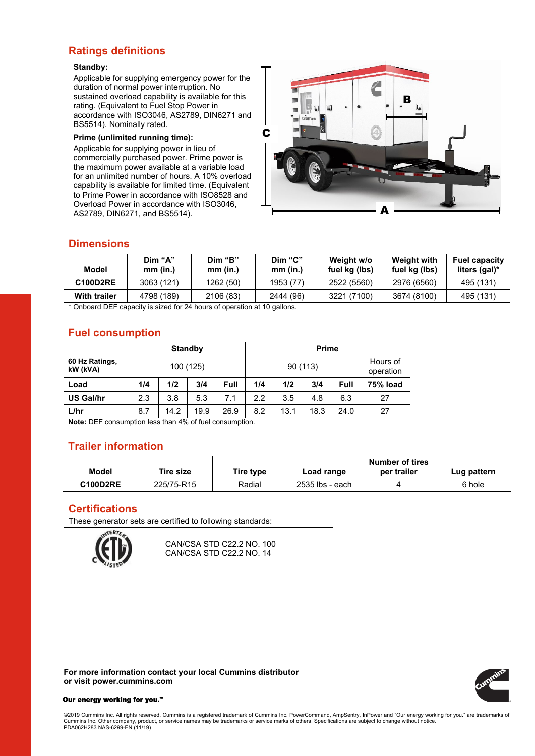## Ratings definitions

**Standby:**

Applicable for supplying emergency power for the duration of normal power interruption. No sustained overload capability is available for this rating. (Equivalent to Fuel Stop Power in accordance with ISO3046, AS2789, DIN6271 and BS5514). Nominally rated.

**Prime (unlimited running time):**

Applicable for supplying power in lieu of commercially purchased power. Prime power is the maximum power available at a variable load for an unlimited number of hours. A 10% overload capability is available for limited time. (Equivalent to Prime Power in accordance with ISO8528 and Overload Power in accordance with ISO3046, AS2789, DIN6271, and BS5514).

## Dimensions

| Model | Dim "A" mm (in.) | Dim "B" mm (in.) | Dim "C" mm (in.) | Weight w/o fuel kg (lbs) | Weight with fuel kg (lbs) | Fuel capacity liters (gal)* |
|---|---|---|---|---|---|---|
| **C100D2RE** | 3063 (121) | 1262 (50) | 1953 (77) | 2522 (5560) | 2976 (6560) | 495 (131) |
| **With trailer** | 4798 (189) | 2106 (83) | 2444 (96) | 3221 (7100) | 3674 (8100) | 495 (131) |

* Onboard DEF capacity is sized for 24 hours of operation at 10 gallons.

## Fuel consumption

| | Standby | | | | Prime | | | | |
|---|---|---|---|---|---|---|---|---|---|
| **60 Hz Ratings, kW (kVA)** | 100 (125) | | | | 90 (113) | | | | Hours of operation |
| **Load** | **1/4** | **1/2** | **3/4** | **Full** | **1/4** | **1/2** | **3/4** | **Full** | **75% load** |
| **US Gal/hr** | 2.3 | 3.8 | 5.3 | 7.1 | 2.2 | 3.5 | 4.8 | 6.3 | 27 |
| **L/hr** | 8.7 | 14.2 | 19.9 | 26.9 | 8.2 | 13.1 | 18.3 | 24.0 | 27 |

**Note:** DEF consumption less than 4% of fuel consumption.

## Trailer information

| Model | Tire size | Tire type | Load range | Number of tires per trailer | Lug pattern |
|---|---|---|---|---|---|
| **C100D2RE** | 225/75-R15 | Radial | 2535 lbs - each | 4 | 6 hole |

## Certifications

These generator sets are certified to following standards:

CAN/CSA STD C22.2 NO. 100
CAN/CSA STD C22.2 NO. 14

**For more information contact your local Cummins distributor or visit power.cummins.com**

**Our energy working for you.™**

©2019 Cummins Inc. All rights reserved. Cummins is a registered trademark of Cummins Inc. PowerCommand, AmpSentry, InPower and "Our energy working for you." are trademarks of Cummins Inc. Other company, product, or service names may be trademarks or service marks of others. Specifications are subject to change without notice.
PDA062H283 NAS-6299-EN (11/19)